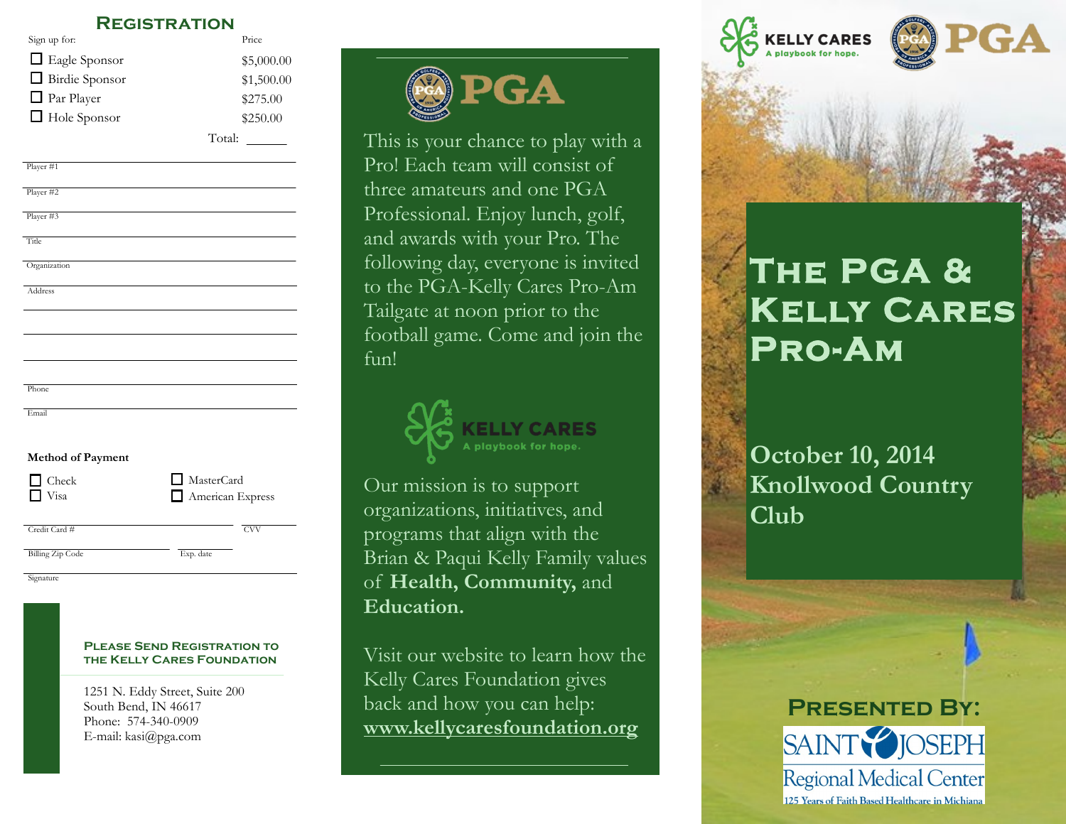## Registration

| Sign up for: | Price |
|---|---|
| ☐ Eagle Sponsor | $5,000.00 |
| ☐ Birdie Sponsor | $1,500.00 |
| ☐ Par Player | $275.00 |
| ☐ Hole Sponsor | $250.00 |
| Total: | ______ |

Player #1

Player #2

Player #3

Title

Organization

Address

Phone

Email

**Method of Payment**

☐ Check
☐ Visa
☐ MasterCard
☐ American Express

Credit Card #

CVV

Billing Zip Code

Exp. date

Signature

### Please Send Registration to the Kelly Cares Foundation

1251 N. Eddy Street, Suite 200
South Bend, IN 46617
Phone: 574-340-0909
E-mail: kasi@pga.com

PGA

This is your chance to play with a Pro! Each team will consist of three amateurs and one PGA Professional. Enjoy lunch, golf, and awards with your Pro. The following day, everyone is invited to the PGA-Kelly Cares Pro-Am Tailgate at noon prior to the football game. Come and join the fun!

KELLY CARES
A playbook for hope.

Our mission is to support organizations, initiatives, and programs that align with the Brian & Paqui Kelly Family values of **Health, Community,** and **Education.**

Visit our website to learn how the Kelly Cares Foundation gives back and how you can help: **www.kellycaresfoundation.org**

KELLY CARES
A playbook for hope.

PGA

# The PGA & Kelly Cares Pro-Am

**October 10, 2014**
**Knollwood Country Club**

## Presented By:

SAINT JOSEPH
Regional Medical Center
125 Years of Faith Based Healthcare in Michiana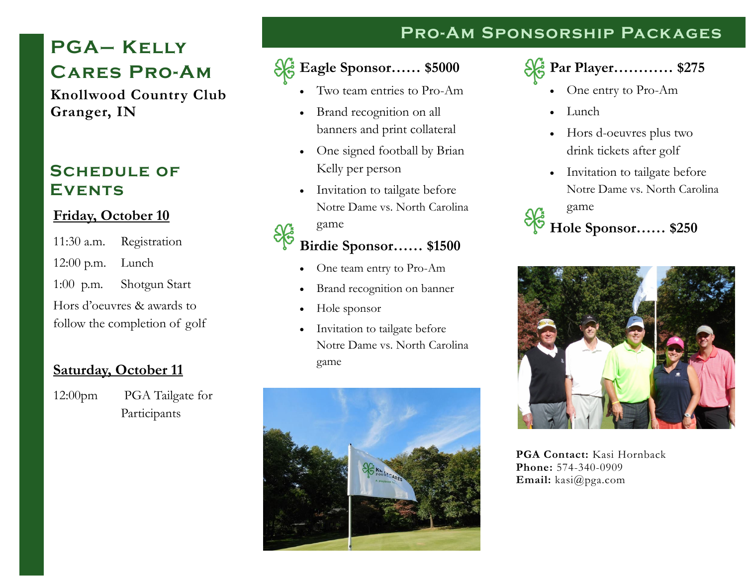# PGA– Kelly Cares Pro-Am

**Knollwood Country Club**
**Granger, IN**

## Schedule of Events

**Friday, October 10**

11:30 a.m. Registration

12:00 p.m. Lunch

1:00 p.m. Shotgun Start

Hors d'oeuvres & awards to follow the completion of golf

**Saturday, October 11**

12:00pm PGA Tailgate for Participants

## Pro-Am Sponsorship Packages

### Eagle Sponsor…… $5000

- Two team entries to Pro-Am
- Brand recognition on all banners and print collateral
- One signed football by Brian Kelly per person
- Invitation to tailgate before Notre Dame vs. North Carolina game

### Birdie Sponsor…… $1500

- One team entry to Pro-Am
- Brand recognition on banner
- Hole sponsor
- Invitation to tailgate before Notre Dame vs. North Carolina game

### Par Player………… $275

- One entry to Pro-Am
- Lunch
- Hors d-oeuvres plus two drink tickets after golf
- Invitation to tailgate before Notre Dame vs. North Carolina game

### Hole Sponsor…… $250

**PGA Contact:** Kasi Hornback
**Phone:** 574-340-0909
**Email:** kasi@pga.com